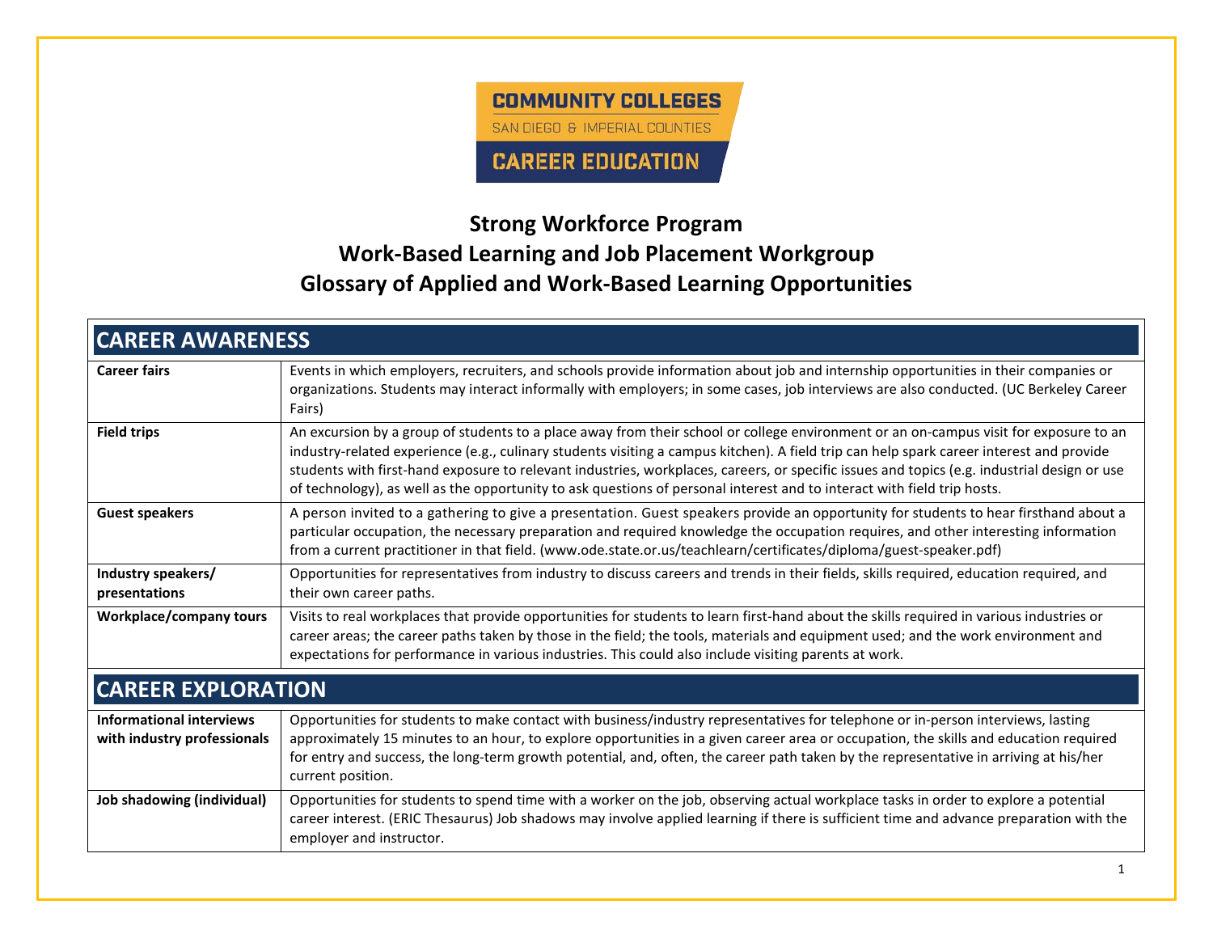COMMUNITY COLLEGES
SAN DIEGO & IMPERIAL COUNTIES
CAREER EDUCATION

# Strong Workforce Program
# Work-Based Learning and Job Placement Workgroup
# Glossary of Applied and Work-Based Learning Opportunities

| CAREER AWARENESS | |
|---|---|
| **Career fairs** | Events in which employers, recruiters, and schools provide information about job and internship opportunities in their companies or organizations. Students may interact informally with employers; in some cases, job interviews are also conducted. (UC Berkeley Career Fairs) |
| **Field trips** | An excursion by a group of students to a place away from their school or college environment or an on-campus visit for exposure to an industry-related experience (e.g., culinary students visiting a campus kitchen). A field trip can help spark career interest and provide students with first-hand exposure to relevant industries, workplaces, careers, or specific issues and topics (e.g. industrial design or use of technology), as well as the opportunity to ask questions of personal interest and to interact with field trip hosts. |
| **Guest speakers** | A person invited to a gathering to give a presentation. Guest speakers provide an opportunity for students to hear firsthand about a particular occupation, the necessary preparation and required knowledge the occupation requires, and other interesting information from a current practitioner in that field. (www.ode.state.or.us/teachlearn/certificates/diploma/guest-speaker.pdf) |
| **Industry speakers/ presentations** | Opportunities for representatives from industry to discuss careers and trends in their fields, skills required, education required, and their own career paths. |
| **Workplace/company tours** | Visits to real workplaces that provide opportunities for students to learn first-hand about the skills required in various industries or career areas; the career paths taken by those in the field; the tools, materials and equipment used; and the work environment and expectations for performance in various industries. This could also include visiting parents at work. |

| CAREER EXPLORATION | |
|---|---|
| **Informational interviews with industry professionals** | Opportunities for students to make contact with business/industry representatives for telephone or in-person interviews, lasting approximately 15 minutes to an hour, to explore opportunities in a given career area or occupation, the skills and education required for entry and success, the long-term growth potential, and, often, the career path taken by the representative in arriving at his/her current position. |
| **Job shadowing (individual)** | Opportunities for students to spend time with a worker on the job, observing actual workplace tasks in order to explore a potential career interest. (ERIC Thesaurus) Job shadows may involve applied learning if there is sufficient time and advance preparation with the employer and instructor. |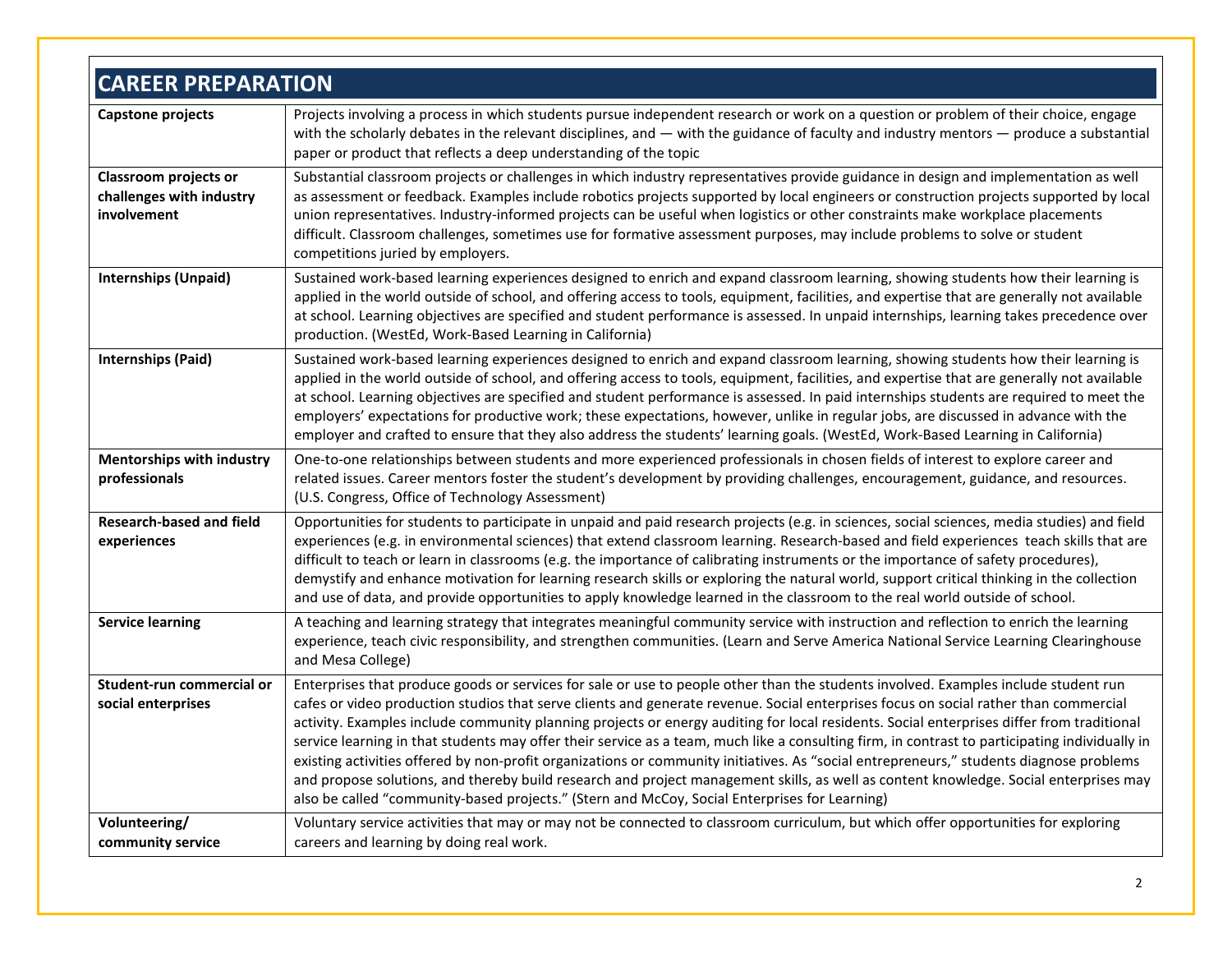## CAREER PREPARATION

| | |
|---|---|
| **Capstone projects** | Projects involving a process in which students pursue independent research or work on a question or problem of their choice, engage with the scholarly debates in the relevant disciplines, and — with the guidance of faculty and industry mentors — produce a substantial paper or product that reflects a deep understanding of the topic |
| **Classroom projects or challenges with industry involvement** | Substantial classroom projects or challenges in which industry representatives provide guidance in design and implementation as well as assessment or feedback. Examples include robotics projects supported by local engineers or construction projects supported by local union representatives. Industry-informed projects can be useful when logistics or other constraints make workplace placements difficult. Classroom challenges, sometimes use for formative assessment purposes, may include problems to solve or student competitions juried by employers. |
| **Internships (Unpaid)** | Sustained work-based learning experiences designed to enrich and expand classroom learning, showing students how their learning is applied in the world outside of school, and offering access to tools, equipment, facilities, and expertise that are generally not available at school. Learning objectives are specified and student performance is assessed. In unpaid internships, learning takes precedence over production. (WestEd, Work-Based Learning in California) |
| **Internships (Paid)** | Sustained work-based learning experiences designed to enrich and expand classroom learning, showing students how their learning is applied in the world outside of school, and offering access to tools, equipment, facilities, and expertise that are generally not available at school. Learning objectives are specified and student performance is assessed. In paid internships students are required to meet the employers' expectations for productive work; these expectations, however, unlike in regular jobs, are discussed in advance with the employer and crafted to ensure that they also address the students' learning goals. (WestEd, Work-Based Learning in California) |
| **Mentorships with industry professionals** | One-to-one relationships between students and more experienced professionals in chosen fields of interest to explore career and related issues. Career mentors foster the student's development by providing challenges, encouragement, guidance, and resources. (U.S. Congress, Office of Technology Assessment) |
| **Research-based and field experiences** | Opportunities for students to participate in unpaid and paid research projects (e.g. in sciences, social sciences, media studies) and field experiences (e.g. in environmental sciences) that extend classroom learning. Research-based and field experiences teach skills that are difficult to teach or learn in classrooms (e.g. the importance of calibrating instruments or the importance of safety procedures), demystify and enhance motivation for learning research skills or exploring the natural world, support critical thinking in the collection and use of data, and provide opportunities to apply knowledge learned in the classroom to the real world outside of school. |
| **Service learning** | A teaching and learning strategy that integrates meaningful community service with instruction and reflection to enrich the learning experience, teach civic responsibility, and strengthen communities. (Learn and Serve America National Service Learning Clearinghouse and Mesa College) |
| **Student-run commercial or social enterprises** | Enterprises that produce goods or services for sale or use to people other than the students involved. Examples include student run cafes or video production studios that serve clients and generate revenue. Social enterprises focus on social rather than commercial activity. Examples include community planning projects or energy auditing for local residents. Social enterprises differ from traditional service learning in that students may offer their service as a team, much like a consulting firm, in contrast to participating individually in existing activities offered by non-profit organizations or community initiatives. As "social entrepreneurs," students diagnose problems and propose solutions, and thereby build research and project management skills, as well as content knowledge. Social enterprises may also be called "community-based projects." (Stern and McCoy, Social Enterprises for Learning) |
| **Volunteering/ community service** | Voluntary service activities that may or may not be connected to classroom curriculum, but which offer opportunities for exploring careers and learning by doing real work. |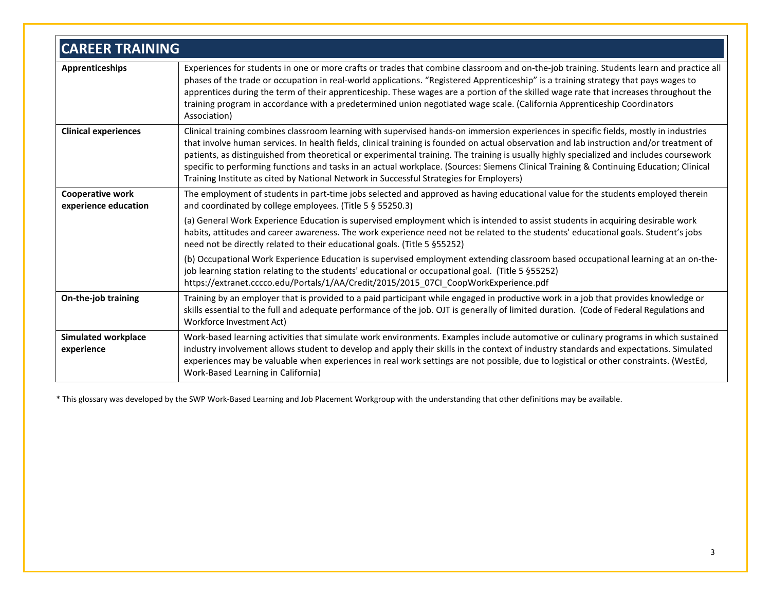| CAREER TRAINING | |
|---|---|
| **Apprenticeships** | Experiences for students in one or more crafts or trades that combine classroom and on-the-job training. Students learn and practice all phases of the trade or occupation in real-world applications. "Registered Apprenticeship" is a training strategy that pays wages to apprentices during the term of their apprenticeship. These wages are a portion of the skilled wage rate that increases throughout the training program in accordance with a predetermined union negotiated wage scale. (California Apprenticeship Coordinators Association) |
| **Clinical experiences** | Clinical training combines classroom learning with supervised hands-on immersion experiences in specific fields, mostly in industries that involve human services. In health fields, clinical training is founded on actual observation and lab instruction and/or treatment of patients, as distinguished from theoretical or experimental training. The training is usually highly specialized and includes coursework specific to performing functions and tasks in an actual workplace. (Sources: Siemens Clinical Training & Continuing Education; Clinical Training Institute as cited by National Network in Successful Strategies for Employers) |
| **Cooperative work experience education** | The employment of students in part-time jobs selected and approved as having educational value for the students employed therein and coordinated by college employees. (Title 5 § 55250.3)<br><br>(a) General Work Experience Education is supervised employment which is intended to assist students in acquiring desirable work habits, attitudes and career awareness. The work experience need not be related to the students' educational goals. Student's jobs need not be directly related to their educational goals. (Title 5 §55252)<br><br>(b) Occupational Work Experience Education is supervised employment extending classroom based occupational learning at an on-the-job learning station relating to the students' educational or occupational goal. (Title 5 §55252) https://extranet.cccco.edu/Portals/1/AA/Credit/2015/2015_07CI_CoopWorkExperience.pdf |
| **On-the-job training** | Training by an employer that is provided to a paid participant while engaged in productive work in a job that provides knowledge or skills essential to the full and adequate performance of the job. OJT is generally of limited duration. (Code of Federal Regulations and Workforce Investment Act) |
| **Simulated workplace experience** | Work-based learning activities that simulate work environments. Examples include automotive or culinary programs in which sustained industry involvement allows student to develop and apply their skills in the context of industry standards and expectations. Simulated experiences may be valuable when experiences in real work settings are not possible, due to logistical or other constraints. (WestEd, Work-Based Learning in California) |

* This glossary was developed by the SWP Work-Based Learning and Job Placement Workgroup with the understanding that other definitions may be available.